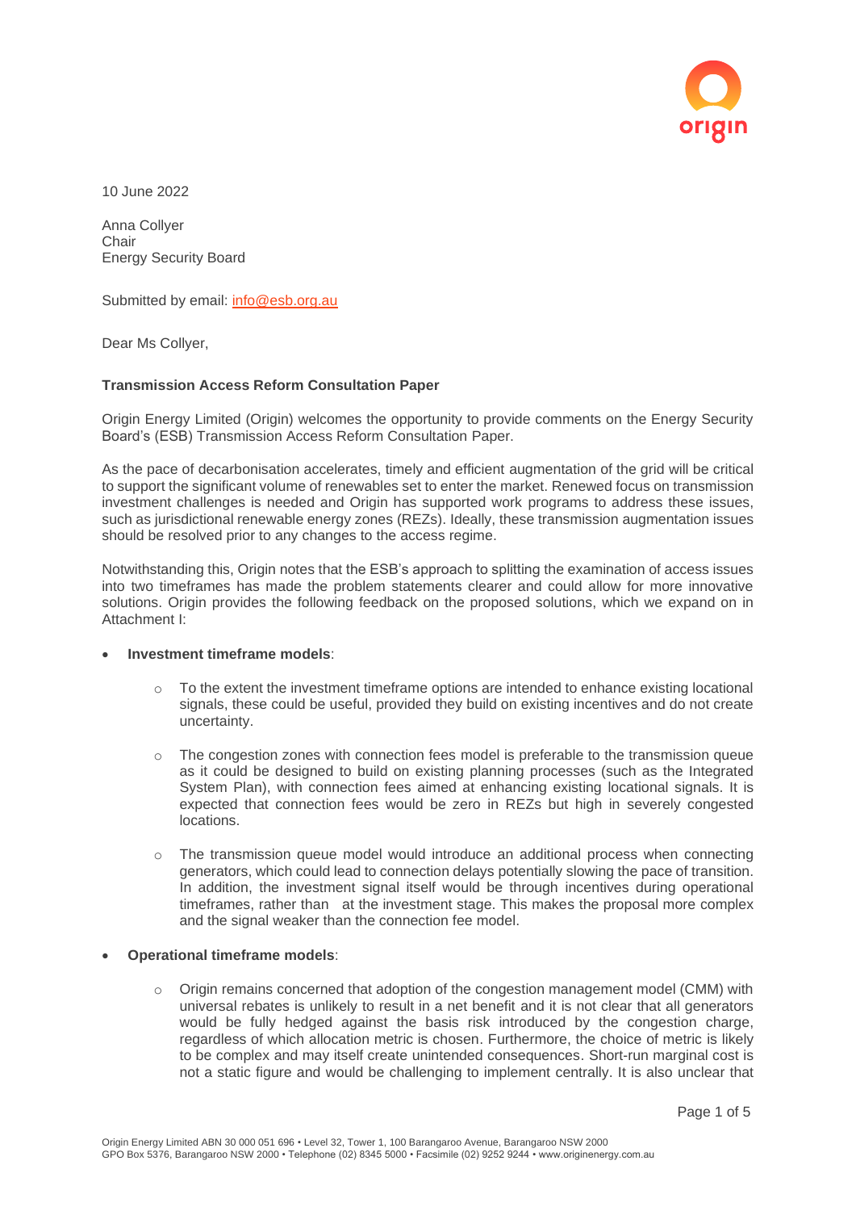10 June 2022

Anna Collyer
Chair
Energy Security Board

Submitted by email: [info@esb.org.au](mailto:info@esb.org.au)

Dear Ms Collyer,

**Transmission Access Reform Consultation Paper**

Origin Energy Limited (Origin) welcomes the opportunity to provide comments on the Energy Security Board's (ESB) Transmission Access Reform Consultation Paper.

As the pace of decarbonisation accelerates, timely and efficient augmentation of the grid will be critical to support the significant volume of renewables set to enter the market. Renewed focus on transmission investment challenges is needed and Origin has supported work programs to address these issues, such as jurisdictional renewable energy zones (REZs). Ideally, these transmission augmentation issues should be resolved prior to any changes to the access regime.

Notwithstanding this, Origin notes that the ESB's approach to splitting the examination of access issues into two timeframes has made the problem statements clearer and could allow for more innovative solutions. Origin provides the following feedback on the proposed solutions, which we expand on in Attachment I:

- **Investment timeframe models**:
    - To the extent the investment timeframe options are intended to enhance existing locational signals, these could be useful, provided they build on existing incentives and do not create uncertainty.
    - The congestion zones with connection fees model is preferable to the transmission queue as it could be designed to build on existing planning processes (such as the Integrated System Plan), with connection fees aimed at enhancing existing locational signals. It is expected that connection fees would be zero in REZs but high in severely congested locations.
    - The transmission queue model would introduce an additional process when connecting generators, which could lead to connection delays potentially slowing the pace of transition. In addition, the investment signal itself would be through incentives during operational timeframes, rather than at the investment stage. This makes the proposal more complex and the signal weaker than the connection fee model.
- **Operational timeframe models**:
    - Origin remains concerned that adoption of the congestion management model (CMM) with universal rebates is unlikely to result in a net benefit and it is not clear that all generators would be fully hedged against the basis risk introduced by the congestion charge, regardless of which allocation metric is chosen. Furthermore, the choice of metric is likely to be complex and may itself create unintended consequences. Short-run marginal cost is not a static figure and would be challenging to implement centrally. It is also unclear that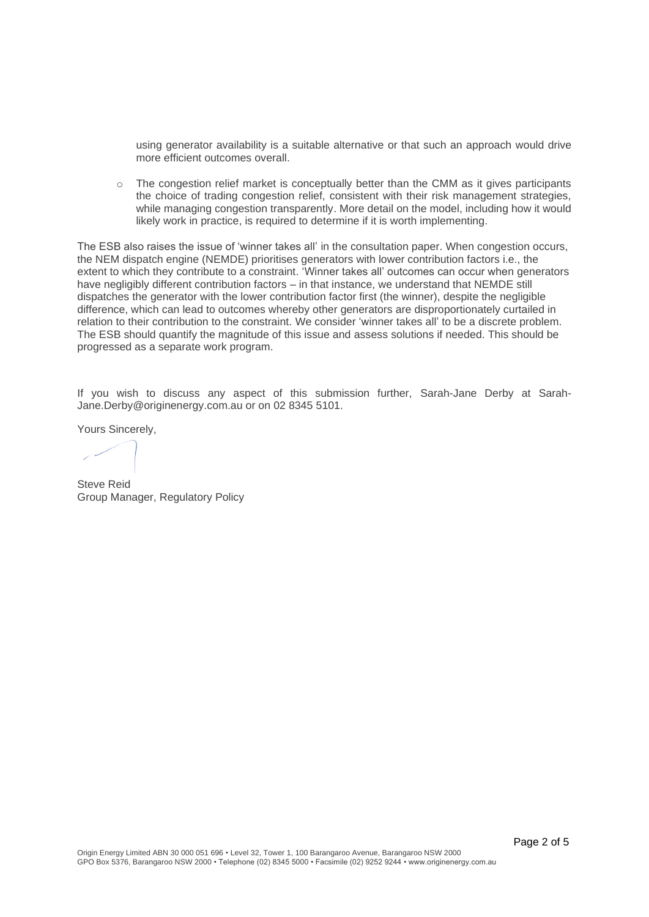using generator availability is a suitable alternative or that such an approach would drive more efficient outcomes overall.

- The congestion relief market is conceptually better than the CMM as it gives participants the choice of trading congestion relief, consistent with their risk management strategies, while managing congestion transparently. More detail on the model, including how it would likely work in practice, is required to determine if it is worth implementing.

The ESB also raises the issue of 'winner takes all' in the consultation paper. When congestion occurs, the NEM dispatch engine (NEMDE) prioritises generators with lower contribution factors i.e., the extent to which they contribute to a constraint. 'Winner takes all' outcomes can occur when generators have negligibly different contribution factors – in that instance, we understand that NEMDE still dispatches the generator with the lower contribution factor first (the winner), despite the negligible difference, which can lead to outcomes whereby other generators are disproportionately curtailed in relation to their contribution to the constraint. We consider 'winner takes all' to be a discrete problem. The ESB should quantify the magnitude of this issue and assess solutions if needed. This should be progressed as a separate work program.

If you wish to discuss any aspect of this submission further, Sarah-Jane Derby at Sarah-Jane.Derby@originenergy.com.au or on 02 8345 5101.

Yours Sincerely,

Steve Reid
Group Manager, Regulatory Policy

Origin Energy Limited ABN 30 000 051 696 • Level 32, Tower 1, 100 Barangaroo Avenue, Barangaroo NSW 2000
GPO Box 5376, Barangaroo NSW 2000 • Telephone (02) 8345 5000 • Facsimile (02) 9252 9244 • www.originenergy.com.au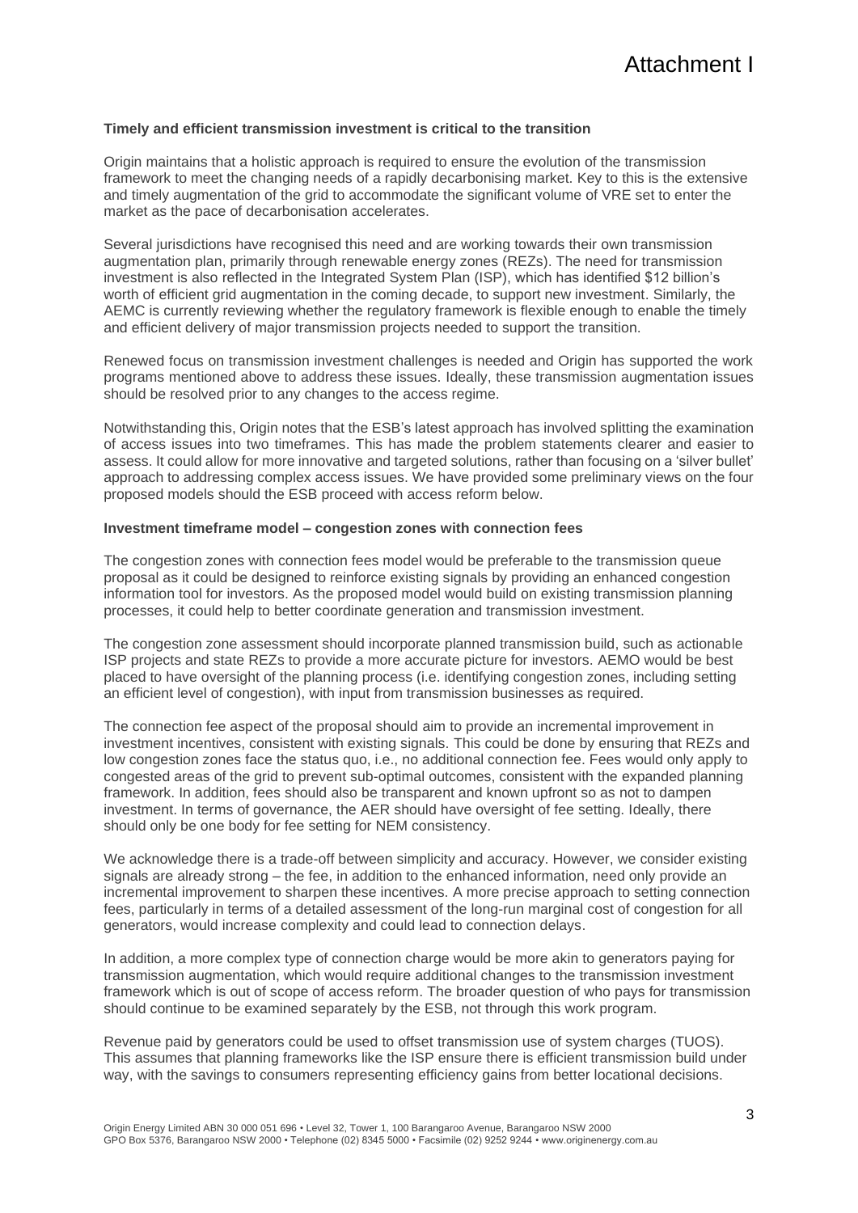## Timely and efficient transmission investment is critical to the transition

Origin maintains that a holistic approach is required to ensure the evolution of the transmission framework to meet the changing needs of a rapidly decarbonising market. Key to this is the extensive and timely augmentation of the grid to accommodate the significant volume of VRE set to enter the market as the pace of decarbonisation accelerates.

Several jurisdictions have recognised this need and are working towards their own transmission augmentation plan, primarily through renewable energy zones (REZs). The need for transmission investment is also reflected in the Integrated System Plan (ISP), which has identified $12 billion's worth of efficient grid augmentation in the coming decade, to support new investment. Similarly, the AEMC is currently reviewing whether the regulatory framework is flexible enough to enable the timely and efficient delivery of major transmission projects needed to support the transition.

Renewed focus on transmission investment challenges is needed and Origin has supported the work programs mentioned above to address these issues. Ideally, these transmission augmentation issues should be resolved prior to any changes to the access regime.

Notwithstanding this, Origin notes that the ESB's latest approach has involved splitting the examination of access issues into two timeframes. This has made the problem statements clearer and easier to assess. It could allow for more innovative and targeted solutions, rather than focusing on a 'silver bullet' approach to addressing complex access issues. We have provided some preliminary views on the four proposed models should the ESB proceed with access reform below.

## Investment timeframe model – congestion zones with connection fees

The congestion zones with connection fees model would be preferable to the transmission queue proposal as it could be designed to reinforce existing signals by providing an enhanced congestion information tool for investors. As the proposed model would build on existing transmission planning processes, it could help to better coordinate generation and transmission investment.

The congestion zone assessment should incorporate planned transmission build, such as actionable ISP projects and state REZs to provide a more accurate picture for investors. AEMO would be best placed to have oversight of the planning process (i.e. identifying congestion zones, including setting an efficient level of congestion), with input from transmission businesses as required.

The connection fee aspect of the proposal should aim to provide an incremental improvement in investment incentives, consistent with existing signals. This could be done by ensuring that REZs and low congestion zones face the status quo, i.e., no additional connection fee. Fees would only apply to congested areas of the grid to prevent sub-optimal outcomes, consistent with the expanded planning framework. In addition, fees should also be transparent and known upfront so as not to dampen investment. In terms of governance, the AER should have oversight of fee setting. Ideally, there should only be one body for fee setting for NEM consistency.

We acknowledge there is a trade-off between simplicity and accuracy. However, we consider existing signals are already strong – the fee, in addition to the enhanced information, need only provide an incremental improvement to sharpen these incentives. A more precise approach to setting connection fees, particularly in terms of a detailed assessment of the long-run marginal cost of congestion for all generators, would increase complexity and could lead to connection delays.

In addition, a more complex type of connection charge would be more akin to generators paying for transmission augmentation, which would require additional changes to the transmission investment framework which is out of scope of access reform. The broader question of who pays for transmission should continue to be examined separately by the ESB, not through this work program.

Revenue paid by generators could be used to offset transmission use of system charges (TUOS). This assumes that planning frameworks like the ISP ensure there is efficient transmission build under way, with the savings to consumers representing efficiency gains from better locational decisions.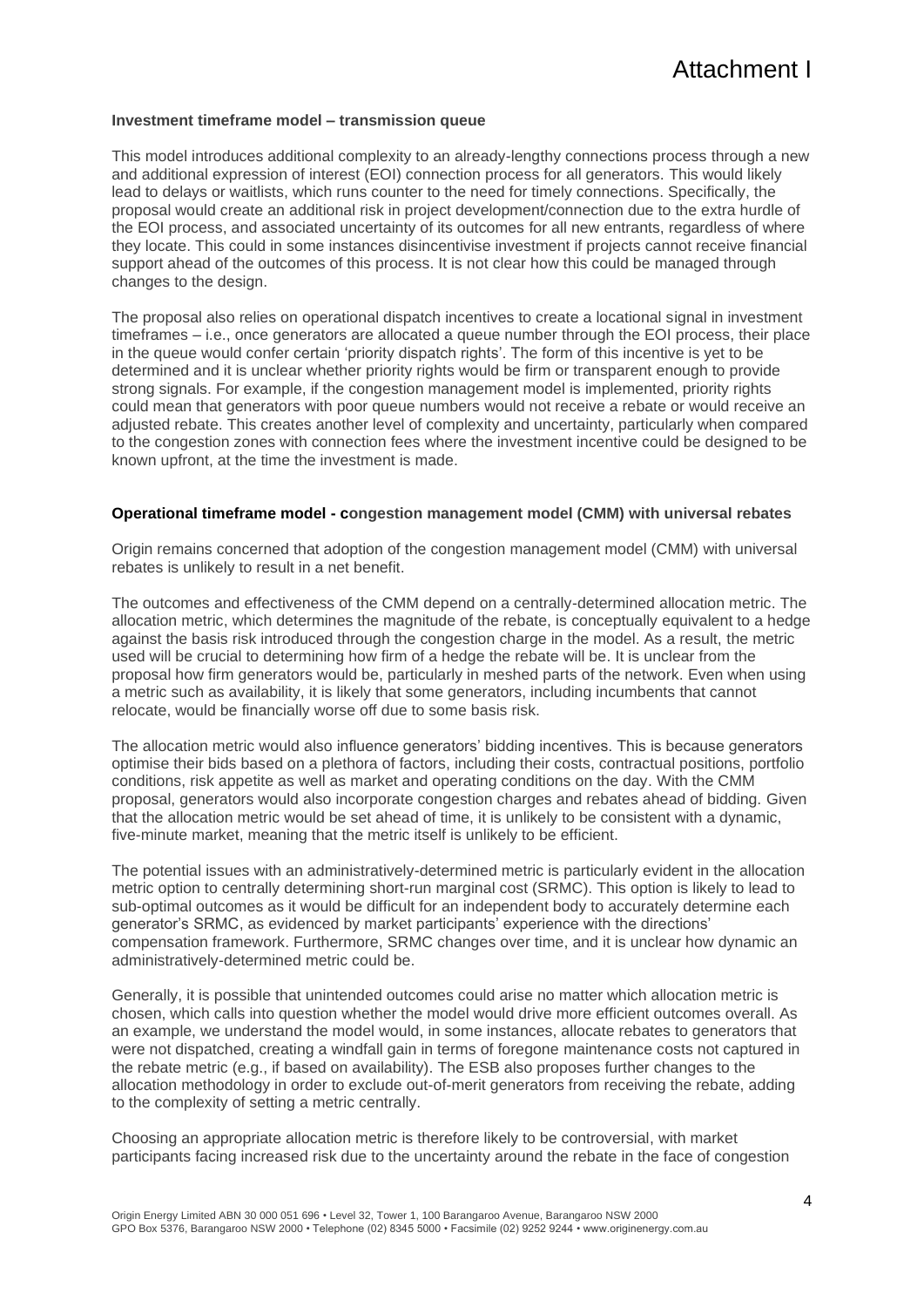**Investment timeframe model – transmission queue**

This model introduces additional complexity to an already-lengthy connections process through a new and additional expression of interest (EOI) connection process for all generators. This would likely lead to delays or waitlists, which runs counter to the need for timely connections. Specifically, the proposal would create an additional risk in project development/connection due to the extra hurdle of the EOI process, and associated uncertainty of its outcomes for all new entrants, regardless of where they locate. This could in some instances disincentivise investment if projects cannot receive financial support ahead of the outcomes of this process. It is not clear how this could be managed through changes to the design.

The proposal also relies on operational dispatch incentives to create a locational signal in investment timeframes – i.e., once generators are allocated a queue number through the EOI process, their place in the queue would confer certain 'priority dispatch rights'. The form of this incentive is yet to be determined and it is unclear whether priority rights would be firm or transparent enough to provide strong signals. For example, if the congestion management model is implemented, priority rights could mean that generators with poor queue numbers would not receive a rebate or would receive an adjusted rebate. This creates another level of complexity and uncertainty, particularly when compared to the congestion zones with connection fees where the investment incentive could be designed to be known upfront, at the time the investment is made.

**Operational timeframe model - congestion management model (CMM) with universal rebates**

Origin remains concerned that adoption of the congestion management model (CMM) with universal rebates is unlikely to result in a net benefit.

The outcomes and effectiveness of the CMM depend on a centrally-determined allocation metric. The allocation metric, which determines the magnitude of the rebate, is conceptually equivalent to a hedge against the basis risk introduced through the congestion charge in the model. As a result, the metric used will be crucial to determining how firm of a hedge the rebate will be. It is unclear from the proposal how firm generators would be, particularly in meshed parts of the network. Even when using a metric such as availability, it is likely that some generators, including incumbents that cannot relocate, would be financially worse off due to some basis risk.

The allocation metric would also influence generators' bidding incentives. This is because generators optimise their bids based on a plethora of factors, including their costs, contractual positions, portfolio conditions, risk appetite as well as market and operating conditions on the day. With the CMM proposal, generators would also incorporate congestion charges and rebates ahead of bidding. Given that the allocation metric would be set ahead of time, it is unlikely to be consistent with a dynamic, five-minute market, meaning that the metric itself is unlikely to be efficient.

The potential issues with an administratively-determined metric is particularly evident in the allocation metric option to centrally determining short-run marginal cost (SRMC). This option is likely to lead to sub-optimal outcomes as it would be difficult for an independent body to accurately determine each generator's SRMC, as evidenced by market participants' experience with the directions' compensation framework. Furthermore, SRMC changes over time, and it is unclear how dynamic an administratively-determined metric could be.

Generally, it is possible that unintended outcomes could arise no matter which allocation metric is chosen, which calls into question whether the model would drive more efficient outcomes overall. As an example, we understand the model would, in some instances, allocate rebates to generators that were not dispatched, creating a windfall gain in terms of foregone maintenance costs not captured in the rebate metric (e.g., if based on availability). The ESB also proposes further changes to the allocation methodology in order to exclude out-of-merit generators from receiving the rebate, adding to the complexity of setting a metric centrally.

Choosing an appropriate allocation metric is therefore likely to be controversial, with market participants facing increased risk due to the uncertainty around the rebate in the face of congestion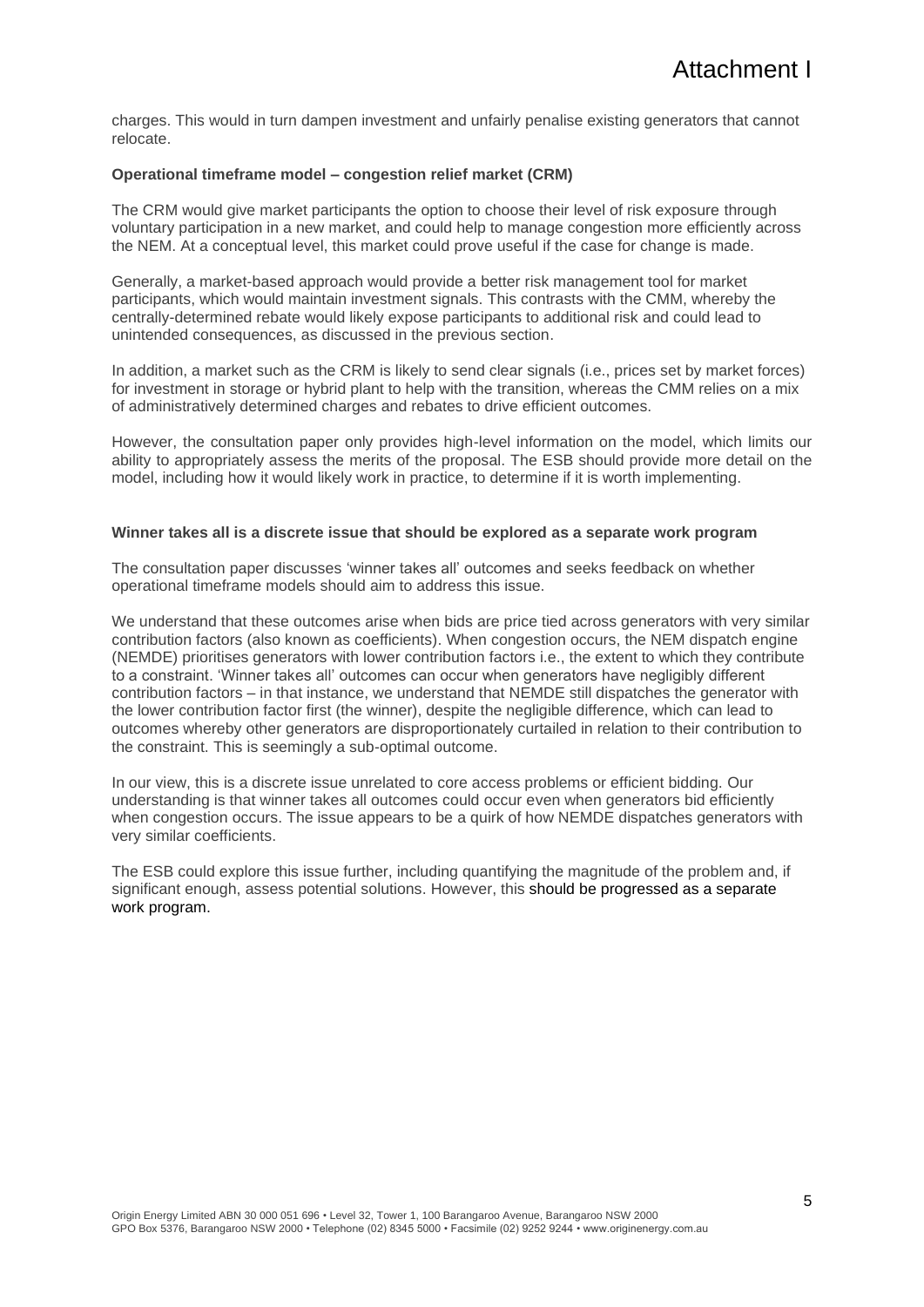charges. This would in turn dampen investment and unfairly penalise existing generators that cannot relocate.

**Operational timeframe model – congestion relief market (CRM)**

The CRM would give market participants the option to choose their level of risk exposure through voluntary participation in a new market, and could help to manage congestion more efficiently across the NEM. At a conceptual level, this market could prove useful if the case for change is made.

Generally, a market-based approach would provide a better risk management tool for market participants, which would maintain investment signals. This contrasts with the CMM, whereby the centrally-determined rebate would likely expose participants to additional risk and could lead to unintended consequences, as discussed in the previous section.

In addition, a market such as the CRM is likely to send clear signals (i.e., prices set by market forces) for investment in storage or hybrid plant to help with the transition, whereas the CMM relies on a mix of administratively determined charges and rebates to drive efficient outcomes.

However, the consultation paper only provides high-level information on the model, which limits our ability to appropriately assess the merits of the proposal. The ESB should provide more detail on the model, including how it would likely work in practice, to determine if it is worth implementing.

**Winner takes all is a discrete issue that should be explored as a separate work program**

The consultation paper discusses 'winner takes all' outcomes and seeks feedback on whether operational timeframe models should aim to address this issue.

We understand that these outcomes arise when bids are price tied across generators with very similar contribution factors (also known as coefficients). When congestion occurs, the NEM dispatch engine (NEMDE) prioritises generators with lower contribution factors i.e., the extent to which they contribute to a constraint. 'Winner takes all' outcomes can occur when generators have negligibly different contribution factors – in that instance, we understand that NEMDE still dispatches the generator with the lower contribution factor first (the winner), despite the negligible difference, which can lead to outcomes whereby other generators are disproportionately curtailed in relation to their contribution to the constraint. This is seemingly a sub-optimal outcome.

In our view, this is a discrete issue unrelated to core access problems or efficient bidding. Our understanding is that winner takes all outcomes could occur even when generators bid efficiently when congestion occurs. The issue appears to be a quirk of how NEMDE dispatches generators with very similar coefficients.

The ESB could explore this issue further, including quantifying the magnitude of the problem and, if significant enough, assess potential solutions. However, this should be progressed as a separate work program.